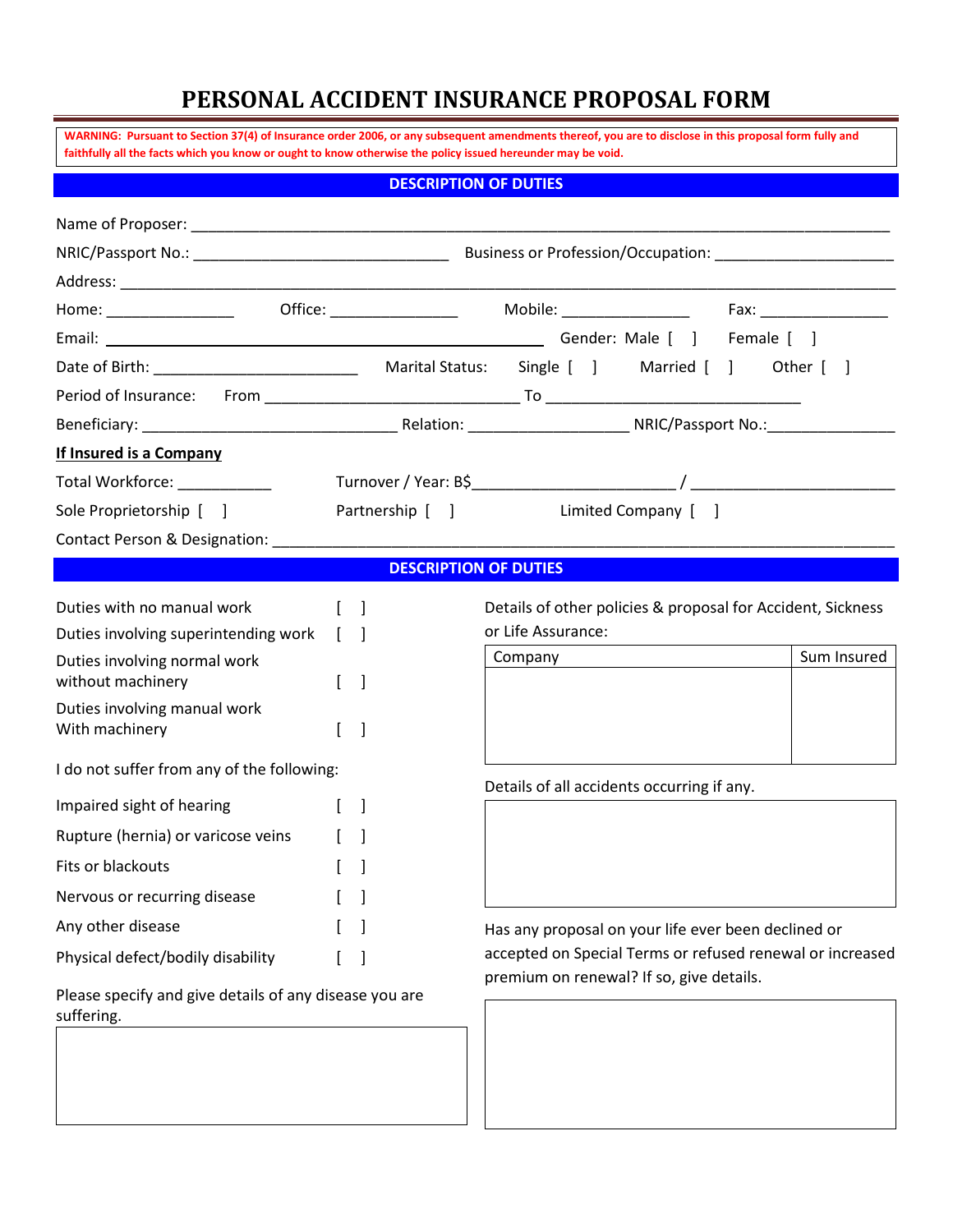# PERSONAL ACCIDENT INSURANCE PROPOSAL FORM

**WARNING: Pursuant to Section 37(4) of Insurance order 2006, or any subsequent amendments thereof, you are to disclose in this proposal form fully and faithfully all the facts which you know or ought to know otherwise the policy issued hereunder may be void.**

## DESCRIPTION OF DUTIES

Name of Proposer: ______________________________________________________________________________

NRIC/Passport No.: ____________________________ Business or Profession/Occupation: ____________________

Address: ___________________________________________________________________________________

Home: ______________ Office: ______________ Mobile: ______________ Fax: ______________

Email: ________________________________________________ Gender: Male [ ] Female [ ]

Date of Birth: ______________________ Marital Status: Single [ ] Married [ ] Other [ ]

Period of Insurance: From ____________________________ To ____________________________

Beneficiary: ____________________________ Relation: _________________ NRIC/Passport No.:______________

**If Insured is a Company**

Total Workforce: __________ Turnover / Year: B$______________________ / ______________________

Sole Proprietorship [ ] Partnership [ ] Limited Company [ ]

Contact Person & Designation: ____________________________________________________________________

## DESCRIPTION OF DUTIES

Duties with no manual work [ ]

Duties involving superintending work [ ]

Duties involving normal work without machinery [ ]

Duties involving manual work With machinery [ ]

I do not suffer from any of the following:

Impaired sight of hearing [ ]

Rupture (hernia) or varicose veins [ ]

Fits or blackouts [ ]

Nervous or recurring disease [ ]

Any other disease [ ]

Physical defect/bodily disability [ ]

Please specify and give details of any disease you are suffering.

Details of other policies & proposal for Accident, Sickness or Life Assurance:

| Company | Sum Insured |
|---|---|
| | |

Details of all accidents occurring if any.

Has any proposal on your life ever been declined or accepted on Special Terms or refused renewal or increased premium on renewal? If so, give details.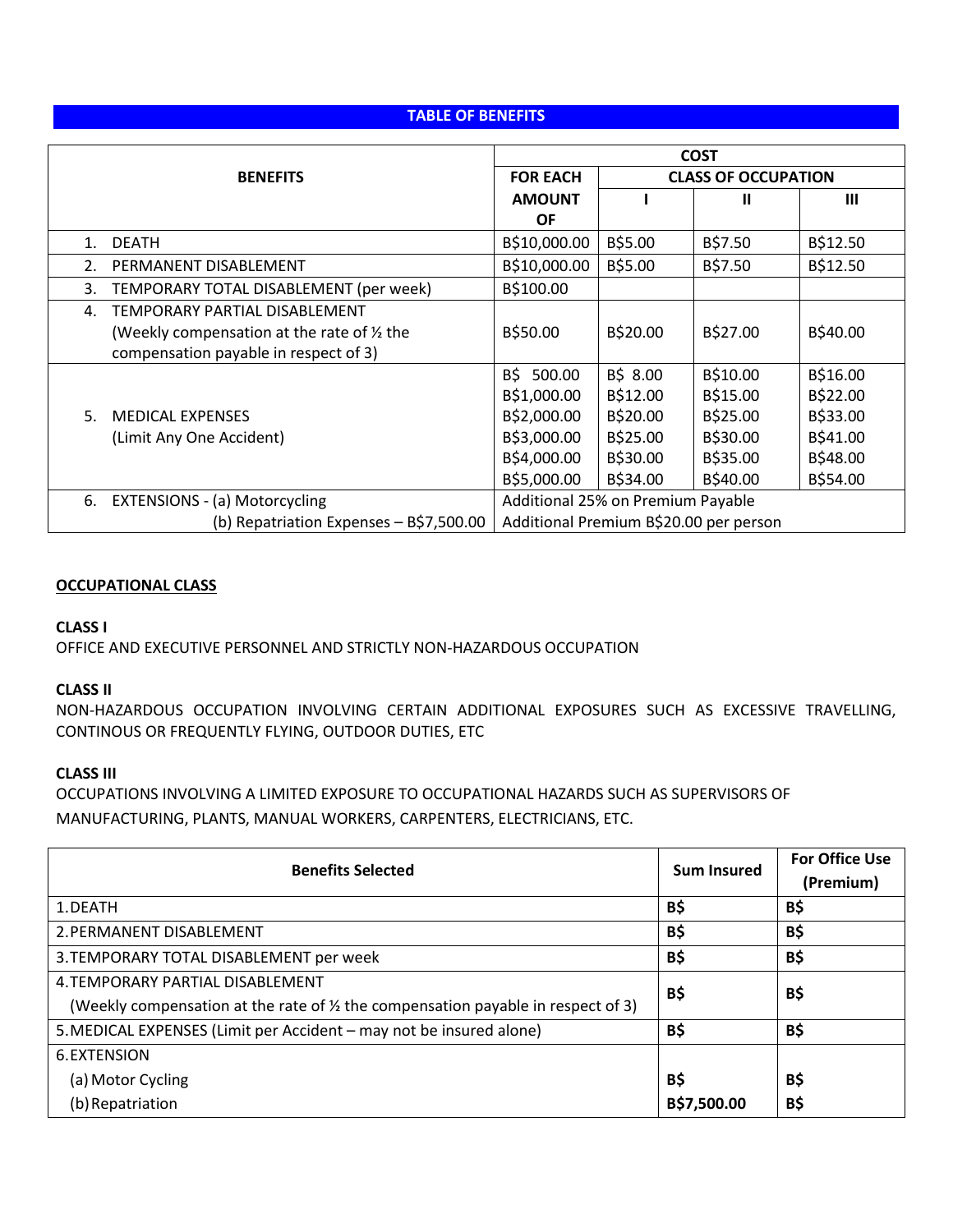## TABLE OF BENEFITS

| BENEFITS | COST | | | |
|---|---|---|---|---|
| | FOR EACH AMOUNT OF | CLASS OF OCCUPATION | | |
| | | I | II | III |
| 1. DEATH | B$10,000.00 | B$5.00 | B$7.50 | B$12.50 |
| 2. PERMANENT DISABLEMENT | B$10,000.00 | B$5.00 | B$7.50 | B$12.50 |
| 3. TEMPORARY TOTAL DISABLEMENT (per week) | B$100.00 | | | |
| 4. TEMPORARY PARTIAL DISABLEMENT (Weekly compensation at the rate of ½ the compensation payable in respect of 3) | B$50.00 | B$20.00 | B$27.00 | B$40.00 |
| 5. MEDICAL EXPENSES (Limit Any One Accident) | B$ 500.00 | B$ 8.00 | B$10.00 | B$16.00 |
| | B$1,000.00 | B$12.00 | B$15.00 | B$22.00 |
| | B$2,000.00 | B$20.00 | B$25.00 | B$33.00 |
| | B$3,000.00 | B$25.00 | B$30.00 | B$41.00 |
| | B$4,000.00 | B$30.00 | B$35.00 | B$48.00 |
| | B$5,000.00 | B$34.00 | B$40.00 | B$54.00 |
| 6. EXTENSIONS - (a) Motorcycling | Additional 25% on Premium Payable | | | |
| (b) Repatriation Expenses – B$7,500.00 | Additional Premium B$20.00 per person | | | |

**OCCUPATIONAL CLASS**

**CLASS I**

OFFICE AND EXECUTIVE PERSONNEL AND STRICTLY NON-HAZARDOUS OCCUPATION

**CLASS II**

NON-HAZARDOUS OCCUPATION INVOLVING CERTAIN ADDITIONAL EXPOSURES SUCH AS EXCESSIVE TRAVELLING, CONTINOUS OR FREQUENTLY FLYING, OUTDOOR DUTIES, ETC

**CLASS III**

OCCUPATIONS INVOLVING A LIMITED EXPOSURE TO OCCUPATIONAL HAZARDS SUCH AS SUPERVISORS OF MANUFACTURING, PLANTS, MANUAL WORKERS, CARPENTERS, ELECTRICIANS, ETC.

| Benefits Selected | Sum Insured | For Office Use (Premium) |
|---|---|---|
| 1. DEATH | B$ | B$ |
| 2. PERMANENT DISABLEMENT | B$ | B$ |
| 3. TEMPORARY TOTAL DISABLEMENT per week | B$ | B$ |
| 4. TEMPORARY PARTIAL DISABLEMENT (Weekly compensation at the rate of ½ the compensation payable in respect of 3) | B$ | B$ |
| 5. MEDICAL EXPENSES (Limit per Accident – may not be insured alone) | B$ | B$ |
| 6. EXTENSION | | |
| (a) Motor Cycling | B$ | B$ |
| (b) Repatriation | B$7,500.00 | B$ |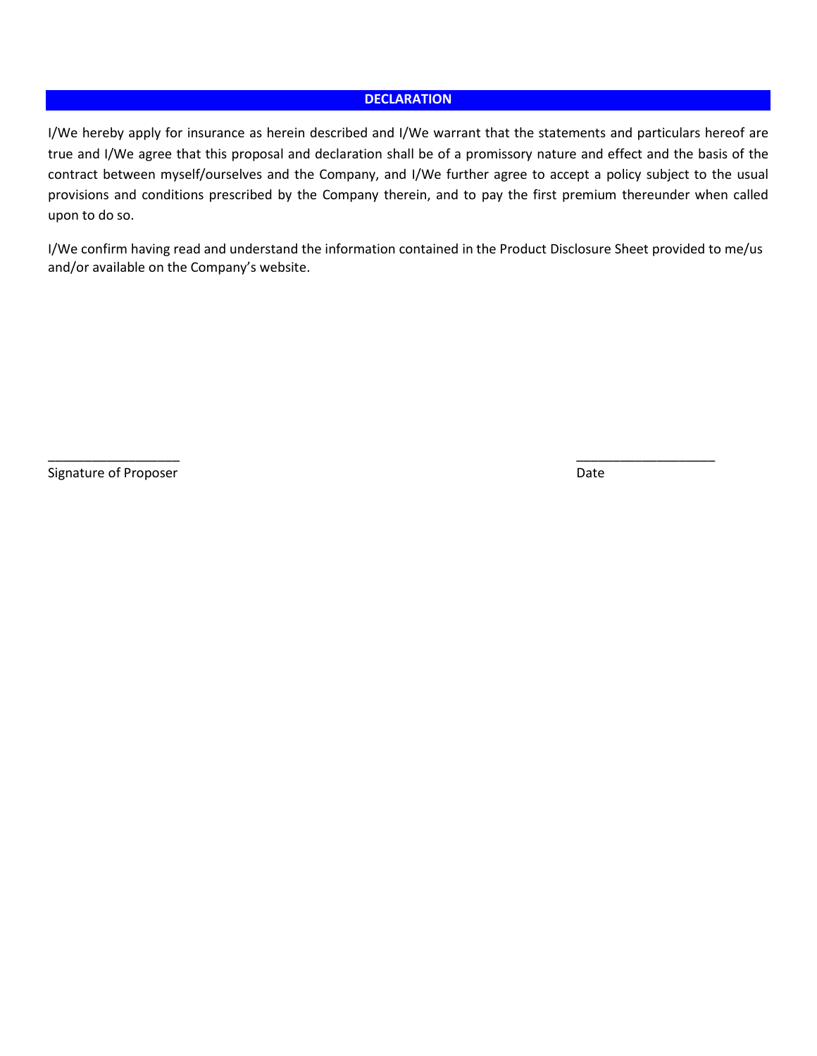## DECLARATION

I/We hereby apply for insurance as herein described and I/We warrant that the statements and particulars hereof are true and I/We agree that this proposal and declaration shall be of a promissory nature and effect and the basis of the contract between myself/ourselves and the Company, and I/We further agree to accept a policy subject to the usual provisions and conditions prescribed by the Company therein, and to pay the first premium thereunder when called upon to do so.

I/We confirm having read and understand the information contained in the Product Disclosure Sheet provided to me/us and/or available on the Company's website.

| | |
|---|---|
| ___________________ | ___________________ |
| Signature of Proposer | Date |